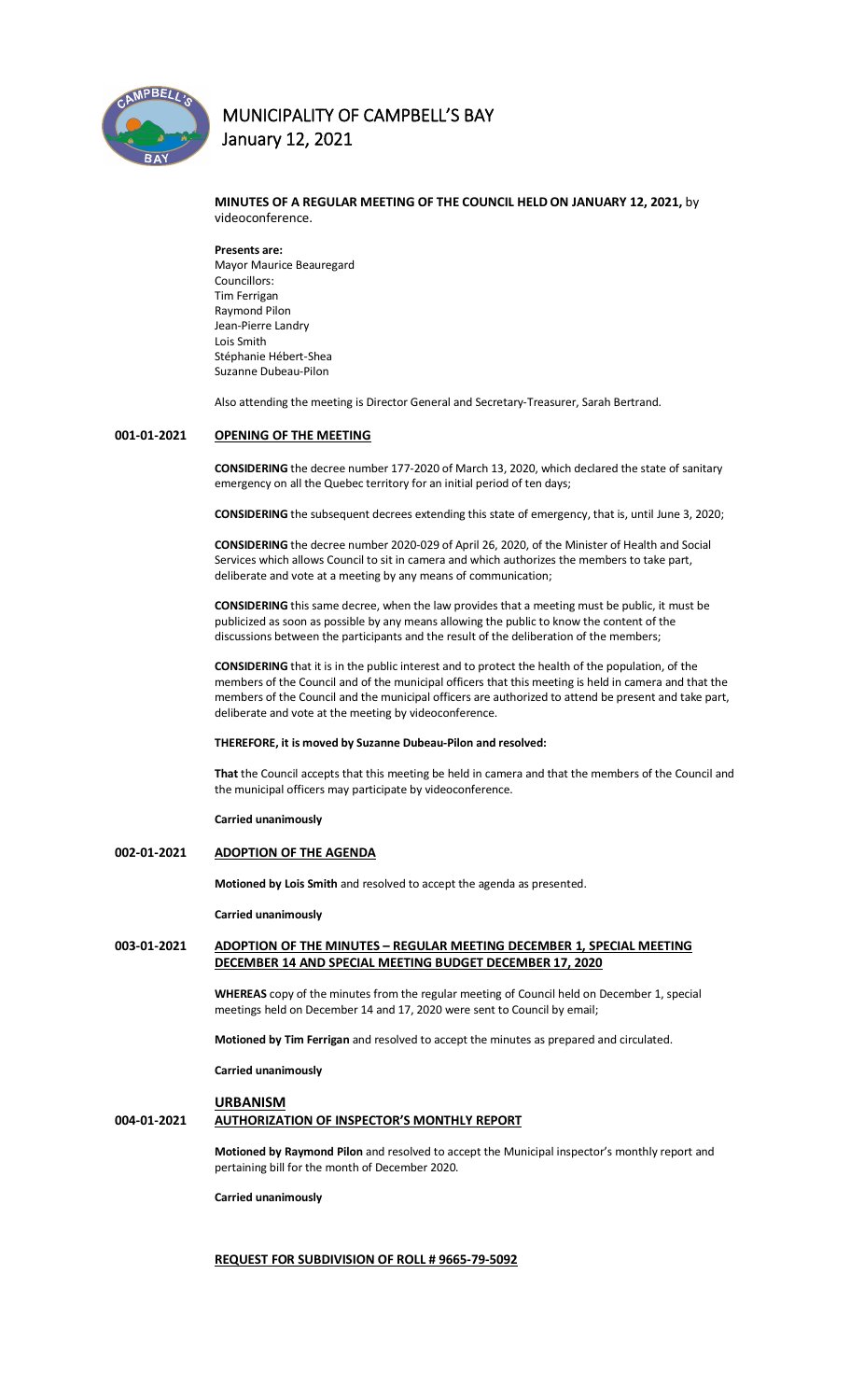# MUNICIPALITY OF CAMPBELL'S BAY
## January 12, 2021

**MINUTES OF A REGULAR MEETING OF THE COUNCIL HELD ON JANUARY 12, 2021,** by videoconference.

**Presents are:**
Mayor Maurice Beauregard
Councillors:
Tim Ferrigan
Raymond Pilon
Jean-Pierre Landry
Lois Smith
Stéphanie Hébert-Shea
Suzanne Dubeau-Pilon

Also attending the meeting is Director General and Secretary-Treasurer, Sarah Bertrand.

### 001-01-2021 OPENING OF THE MEETING

**CONSIDERING** the decree number 177-2020 of March 13, 2020, which declared the state of sanitary emergency on all the Quebec territory for an initial period of ten days;

**CONSIDERING** the subsequent decrees extending this state of emergency, that is, until June 3, 2020;

**CONSIDERING** the decree number 2020-029 of April 26, 2020, of the Minister of Health and Social Services which allows Council to sit in camera and which authorizes the members to take part, deliberate and vote at a meeting by any means of communication;

**CONSIDERING** this same decree, when the law provides that a meeting must be public, it must be publicized as soon as possible by any means allowing the public to know the content of the discussions between the participants and the result of the deliberation of the members;

**CONSIDERING** that it is in the public interest and to protect the health of the population, of the members of the Council and of the municipal officers that this meeting is held in camera and that the members of the Council and the municipal officers are authorized to attend be present and take part, deliberate and vote at the meeting by videoconference.

**THEREFORE, it is moved by Suzanne Dubeau-Pilon and resolved:**

**That** the Council accepts that this meeting be held in camera and that the members of the Council and the municipal officers may participate by videoconference.

**Carried unanimously**

### 002-01-2021 ADOPTION OF THE AGENDA

**Motioned by Lois Smith** and resolved to accept the agenda as presented.

**Carried unanimously**

### 003-01-2021 ADOPTION OF THE MINUTES – REGULAR MEETING DECEMBER 1, SPECIAL MEETING DECEMBER 14 AND SPECIAL MEETING BUDGET DECEMBER 17, 2020

**WHEREAS** copy of the minutes from the regular meeting of Council held on December 1, special meetings held on December 14 and 17, 2020 were sent to Council by email;

**Motioned by Tim Ferrigan** and resolved to accept the minutes as prepared and circulated.

**Carried unanimously**

### URBANISM

### 004-01-2021 AUTHORIZATION OF INSPECTOR'S MONTHLY REPORT

**Motioned by Raymond Pilon** and resolved to accept the Municipal inspector's monthly report and pertaining bill for the month of December 2020.

**Carried unanimously**

### REQUEST FOR SUBDIVISION OF ROLL # 9665-79-5092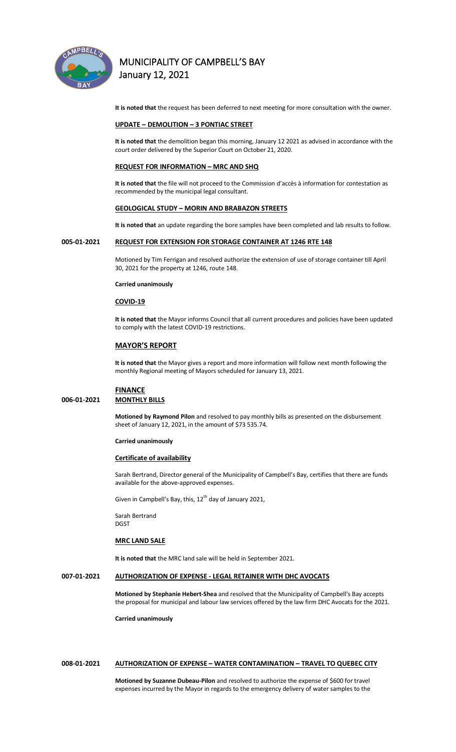**It is noted that** the request has been deferred to next meeting for more consultation with the owner.

## UPDATE – DEMOLITION – 3 PONTIAC STREET

**It is noted that** the demolition began this morning, January 12 2021 as advised in accordance with the court order delivered by the Superior Court on October 21, 2020.

## REQUEST FOR INFORMATION – MRC AND SHQ

**It is noted that** the file will not proceed to the Commission d'accès à information for contestation as recommended by the municipal legal consultant.

## GEOLOGICAL STUDY – MORIN AND BRABAZON STREETS

**It is noted that** an update regarding the bore samples have been completed and lab results to follow.

## 005-01-2021 REQUEST FOR EXTENSION FOR STORAGE CONTAINER AT 1246 RTE 148

Motioned by Tim Ferrigan and resolved authorize the extension of use of storage container till April 30, 2021 for the property at 1246, route 148.

**Carried unanimously**

## COVID-19

**It is noted that** the Mayor informs Council that all current procedures and policies have been updated to comply with the latest COVID-19 restrictions.

## MAYOR'S REPORT

**It is noted that** the Mayor gives a report and more information will follow next month following the monthly Regional meeting of Mayors scheduled for January 13, 2021.

## FINANCE

## 006-01-2021 MONTHLY BILLS

**Motioned by Raymond Pilon** and resolved to pay monthly bills as presented on the disbursement sheet of January 12, 2021, in the amount of $73 535.74.

**Carried unanimously**

### Certificate of availability

Sarah Bertrand, Director general of the Municipality of Campbell's Bay, certifies that there are funds available for the above-approved expenses.

Given in Campbell's Bay, this, 12th day of January 2021,

Sarah Bertrand
DGST

## MRC LAND SALE

**It is noted that** the MRC land sale will be held in September 2021.

## 007-01-2021 AUTHORIZATION OF EXPENSE - LEGAL RETAINER WITH DHC AVOCATS

**Motioned by Stephanie Hebert-Shea** and resolved that the Municipality of Campbell's Bay accepts the proposal for municipal and labour law services offered by the law firm DHC Avocats for the 2021.

**Carried unanimously**

## 008-01-2021 AUTHORIZATION OF EXPENSE – WATER CONTAMINATION – TRAVEL TO QUEBEC CITY

**Motioned by Suzanne Dubeau-Pilon** and resolved to authorize the expense of $600 for travel expenses incurred by the Mayor in regards to the emergency delivery of water samples to the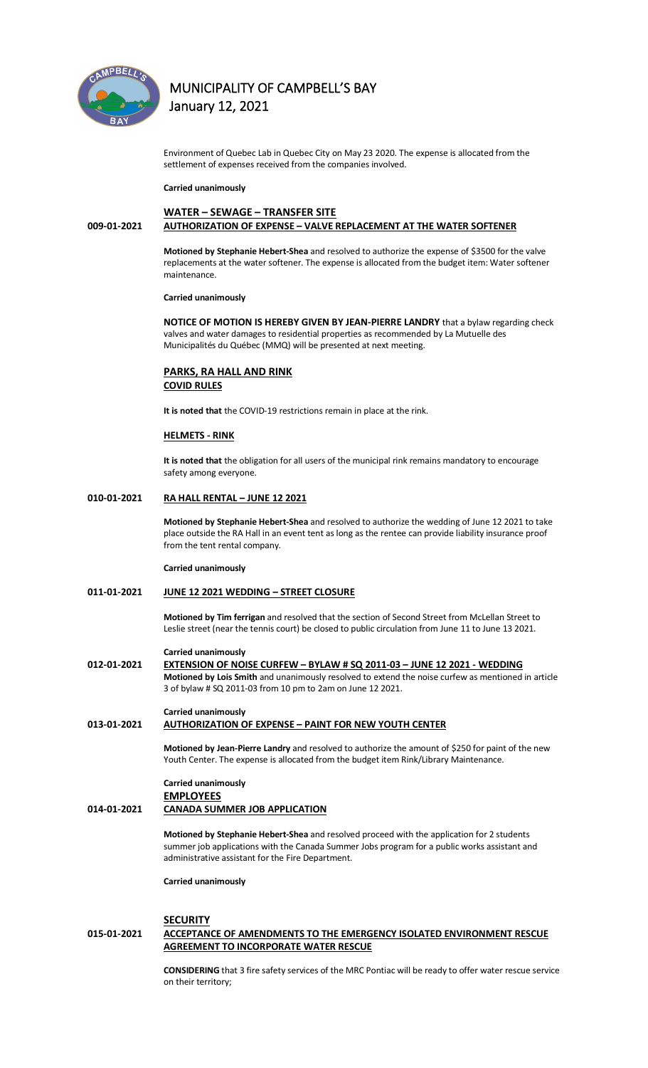Environment of Quebec Lab in Quebec City on May 23 2020. The expense is allocated from the settlement of expenses received from the companies involved.

**Carried unanimously**

## WATER – SEWAGE – TRANSFER SITE

**009-01-2021** **AUTHORIZATION OF EXPENSE – VALVE REPLACEMENT AT THE WATER SOFTENER**

**Motioned by Stephanie Hebert-Shea** and resolved to authorize the expense of $3500 for the valve replacements at the water softener. The expense is allocated from the budget item: Water softener maintenance.

**Carried unanimously**

**NOTICE OF MOTION IS HEREBY GIVEN BY JEAN-PIERRE LANDRY** that a bylaw regarding check valves and water damages to residential properties as recommended by La Mutuelle des Municipalités du Québec (MMQ) will be presented at next meeting.

## PARKS, RA HALL AND RINK

### COVID RULES

**It is noted that** the COVID-19 restrictions remain in place at the rink.

### HELMETS - RINK

**It is noted that** the obligation for all users of the municipal rink remains mandatory to encourage safety among everyone.

**010-01-2021** **RA HALL RENTAL – JUNE 12 2021**

**Motioned by Stephanie Hebert-Shea** and resolved to authorize the wedding of June 12 2021 to take place outside the RA Hall in an event tent as long as the rentee can provide liability insurance proof from the tent rental company.

**Carried unanimously**

**011-01-2021** **JUNE 12 2021 WEDDING – STREET CLOSURE**

**Motioned by Tim ferrigan** and resolved that the section of Second Street from McLellan Street to Leslie street (near the tennis court) be closed to public circulation from June 11 to June 13 2021.

**Carried unanimously**

**012-01-2021** **EXTENSION OF NOISE CURFEW – BYLAW # SQ 2011-03 – JUNE 12 2021 - WEDDING**

**Motioned by Lois Smith** and unanimously resolved to extend the noise curfew as mentioned in article 3 of bylaw # SQ 2011-03 from 10 pm to 2am on June 12 2021.

**Carried unanimously**

**013-01-2021** **AUTHORIZATION OF EXPENSE – PAINT FOR NEW YOUTH CENTER**

**Motioned by Jean-Pierre Landry** and resolved to authorize the amount of $250 for paint of the new Youth Center. The expense is allocated from the budget item Rink/Library Maintenance.

**Carried unanimously**

## EMPLOYEES

**014-01-2021** **CANADA SUMMER JOB APPLICATION**

**Motioned by Stephanie Hebert-Shea** and resolved proceed with the application for 2 students summer job applications with the Canada Summer Jobs program for a public works assistant and administrative assistant for the Fire Department.

**Carried unanimously**

## SECURITY

**015-01-2021** **ACCEPTANCE OF AMENDMENTS TO THE EMERGENCY ISOLATED ENVIRONMENT RESCUE AGREEMENT TO INCORPORATE WATER RESCUE**

**CONSIDERING** that 3 fire safety services of the MRC Pontiac will be ready to offer water rescue service on their territory;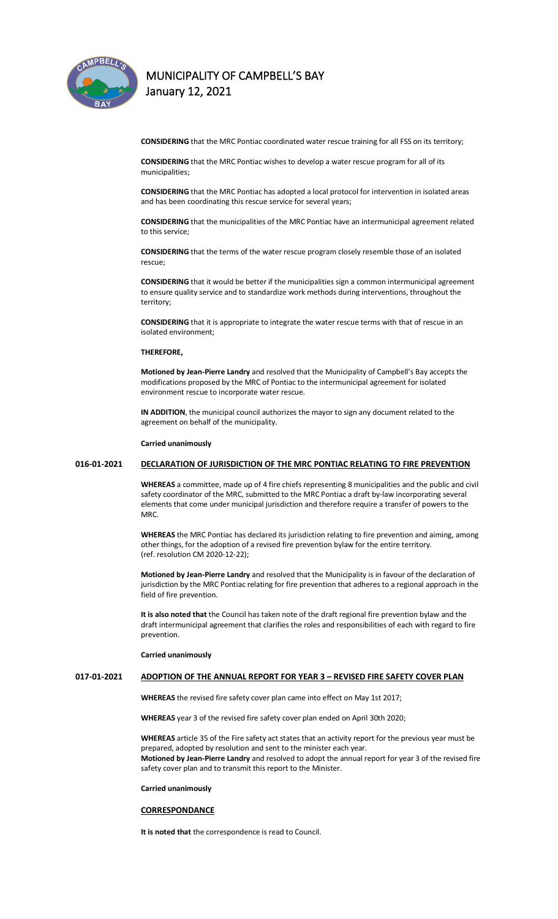**CONSIDERING** that the MRC Pontiac coordinated water rescue training for all FSS on its territory;

**CONSIDERING** that the MRC Pontiac wishes to develop a water rescue program for all of its municipalities;

**CONSIDERING** that the MRC Pontiac has adopted a local protocol for intervention in isolated areas and has been coordinating this rescue service for several years;

**CONSIDERING** that the municipalities of the MRC Pontiac have an intermunicipal agreement related to this service;

**CONSIDERING** that the terms of the water rescue program closely resemble those of an isolated rescue;

**CONSIDERING** that it would be better if the municipalities sign a common intermunicipal agreement to ensure quality service and to standardize work methods during interventions, throughout the territory;

**CONSIDERING** that it is appropriate to integrate the water rescue terms with that of rescue in an isolated environment;

**THEREFORE,**

**Motioned by Jean-Pierre Landry** and resolved that the Municipality of Campbell's Bay accepts the modifications proposed by the MRC of Pontiac to the intermunicipal agreement for isolated environment rescue to incorporate water rescue.

**IN ADDITION**, the municipal council authorizes the mayor to sign any document related to the agreement on behalf of the municipality.

**Carried unanimously**

## 016-01-2021 DECLARATION OF JURISDICTION OF THE MRC PONTIAC RELATING TO FIRE PREVENTION

**WHEREAS** a committee, made up of 4 fire chiefs representing 8 municipalities and the public and civil safety coordinator of the MRC, submitted to the MRC Pontiac a draft by-law incorporating several elements that come under municipal jurisdiction and therefore require a transfer of powers to the MRC.

**WHEREAS** the MRC Pontiac has declared its jurisdiction relating to fire prevention and aiming, among other things, for the adoption of a revised fire prevention bylaw for the entire territory. (ref. resolution CM 2020-12-22);

**Motioned by Jean-Pierre Landry** and resolved that the Municipality is in favour of the declaration of jurisdiction by the MRC Pontiac relating for fire prevention that adheres to a regional approach in the field of fire prevention.

**It is also noted that** the Council has taken note of the draft regional fire prevention bylaw and the draft intermunicipal agreement that clarifies the roles and responsibilities of each with regard to fire prevention.

**Carried unanimously**

## 017-01-2021 ADOPTION OF THE ANNUAL REPORT FOR YEAR 3 – REVISED FIRE SAFETY COVER PLAN

**WHEREAS** the revised fire safety cover plan came into effect on May 1st 2017;

**WHEREAS** year 3 of the revised fire safety cover plan ended on April 30th 2020;

**WHEREAS** article 35 of the Fire safety act states that an activity report for the previous year must be prepared, adopted by resolution and sent to the minister each year.
**Motioned by Jean-Pierre Landry** and resolved to adopt the annual report for year 3 of the revised fire safety cover plan and to transmit this report to the Minister.

**Carried unanimously**

## CORRESPONDANCE

**It is noted that** the correspondence is read to Council.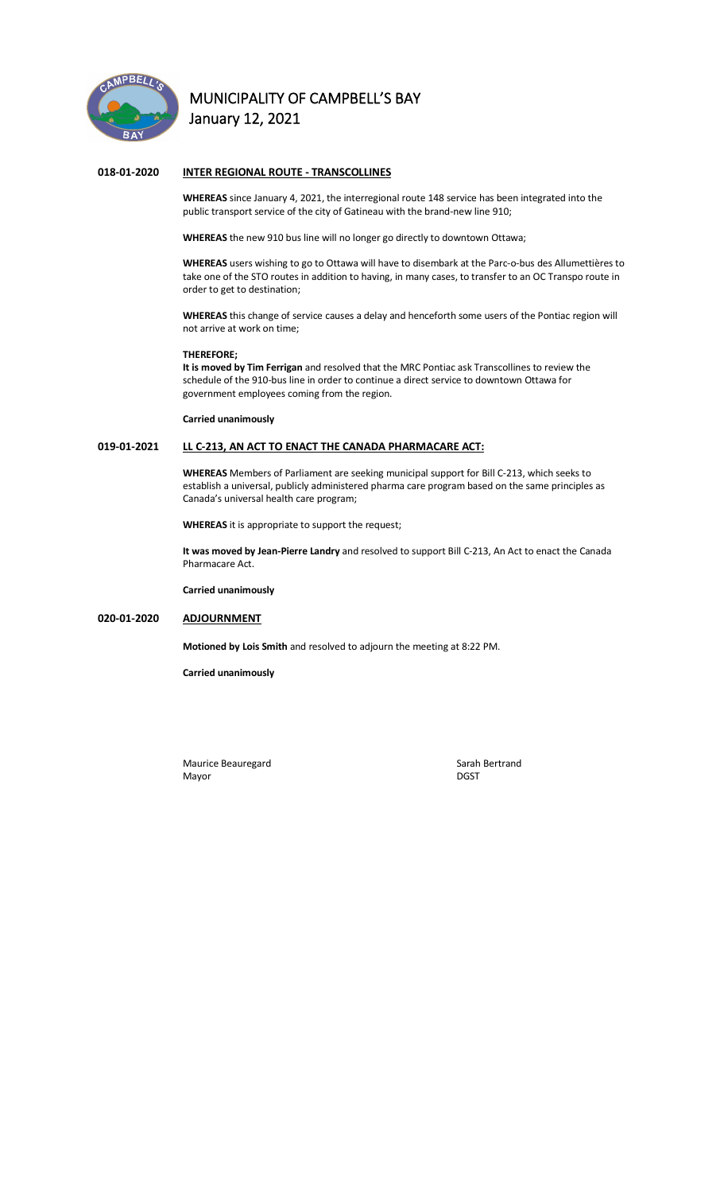# MUNICIPALITY OF CAMPBELL'S BAY
January 12, 2021

**018-01-2020** **INTER REGIONAL ROUTE - TRANSCOLLINES**

**WHEREAS** since January 4, 2021, the interregional route 148 service has been integrated into the public transport service of the city of Gatineau with the brand-new line 910;

**WHEREAS** the new 910 bus line will no longer go directly to downtown Ottawa;

**WHEREAS** users wishing to go to Ottawa will have to disembark at the Parc-o-bus des Allumettières to take one of the STO routes in addition to having, in many cases, to transfer to an OC Transpo route in order to get to destination;

**WHEREAS** this change of service causes a delay and henceforth some users of the Pontiac region will not arrive at work on time;

**THEREFORE;**
**It is moved by Tim Ferrigan** and resolved that the MRC Pontiac ask Transcollines to review the schedule of the 910-bus line in order to continue a direct service to downtown Ottawa for government employees coming from the region.

**Carried unanimously**

**019-01-2021** **LL C-213, AN ACT TO ENACT THE CANADA PHARMACARE ACT:**

**WHEREAS** Members of Parliament are seeking municipal support for Bill C-213, which seeks to establish a universal, publicly administered pharma care program based on the same principles as Canada's universal health care program;

**WHEREAS** it is appropriate to support the request;

**It was moved by Jean-Pierre Landry** and resolved to support Bill C-213, An Act to enact the Canada Pharmacare Act.

**Carried unanimously**

**020-01-2020** **ADJOURNMENT**

**Motioned by Lois Smith** and resolved to adjourn the meeting at 8:22 PM.

**Carried unanimously**

Maurice Beauregard
Mayor

Sarah Bertrand
DGST